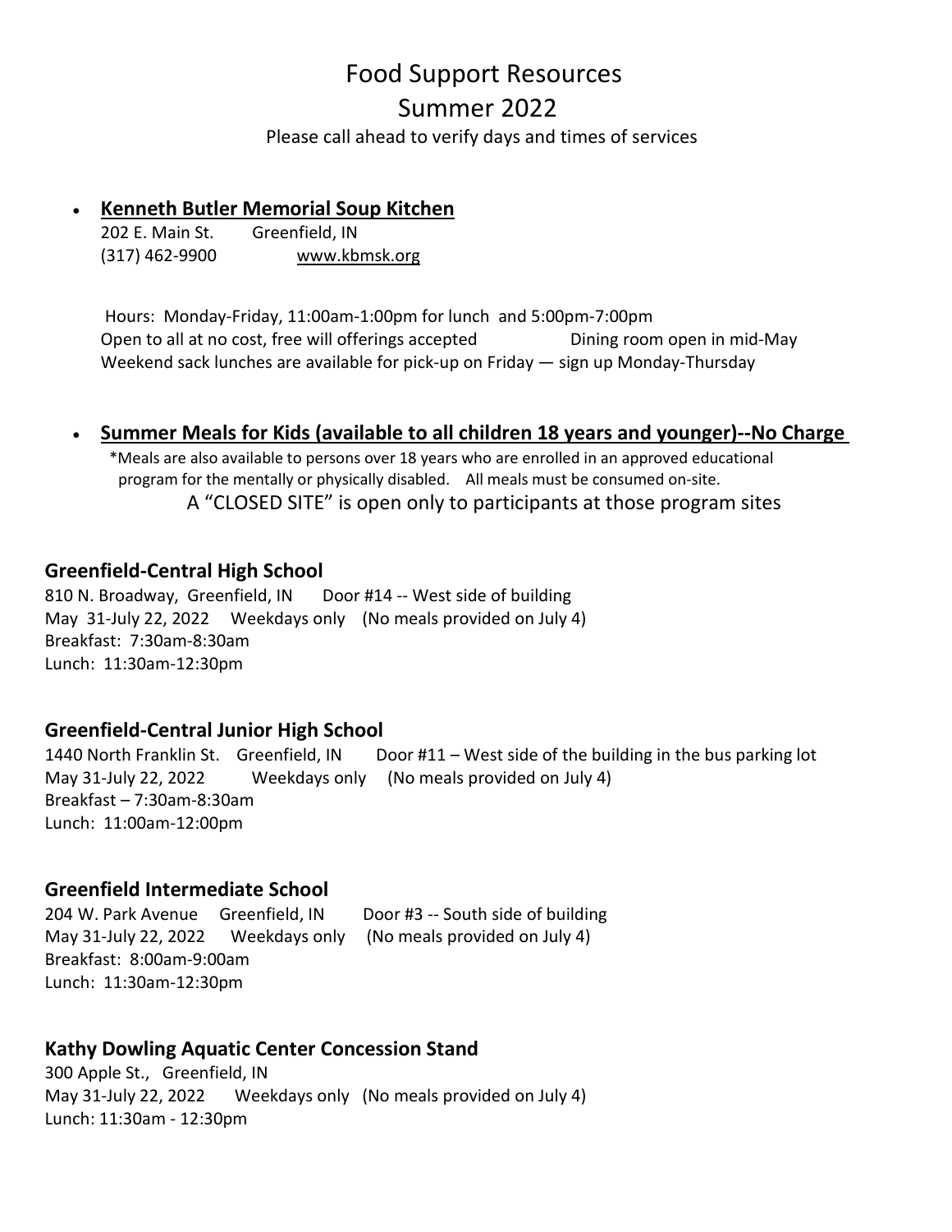# Food Support Resources

# Summer 2022

Please call ahead to verify days and times of services

- **Kenneth Butler Memorial Soup Kitchen**

  202 E. Main St.  Greenfield, IN
  (317) 462-9900  www.kbmsk.org

  Hours: Monday-Friday, 11:00am-1:00pm for lunch and 5:00pm-7:00pm
  Open to all at no cost, free will offerings accepted  Dining room open in mid-May
  Weekend sack lunches are available for pick-up on Friday — sign up Monday-Thursday

- **Summer Meals for Kids (available to all children 18 years and younger)--No Charge**

  *Meals are also available to persons over 18 years who are enrolled in an approved educational program for the mentally or physically disabled. All meals must be consumed on-site.

  A "CLOSED SITE" is open only to participants at those program sites

### Greenfield-Central High School

810 N. Broadway, Greenfield, IN  Door #14 -- West side of building
May 31-July 22, 2022  Weekdays only  (No meals provided on July 4)
Breakfast: 7:30am-8:30am
Lunch: 11:30am-12:30pm

### Greenfield-Central Junior High School

1440 North Franklin St. Greenfield, IN  Door #11 – West side of the building in the bus parking lot
May 31-July 22, 2022  Weekdays only  (No meals provided on July 4)
Breakfast – 7:30am-8:30am
Lunch: 11:00am-12:00pm

### Greenfield Intermediate School

204 W. Park Avenue  Greenfield, IN  Door #3 -- South side of building
May 31-July 22, 2022  Weekdays only  (No meals provided on July 4)
Breakfast: 8:00am-9:00am
Lunch: 11:30am-12:30pm

### Kathy Dowling Aquatic Center Concession Stand

300 Apple St., Greenfield, IN
May 31-July 22, 2022  Weekdays only  (No meals provided on July 4)
Lunch: 11:30am - 12:30pm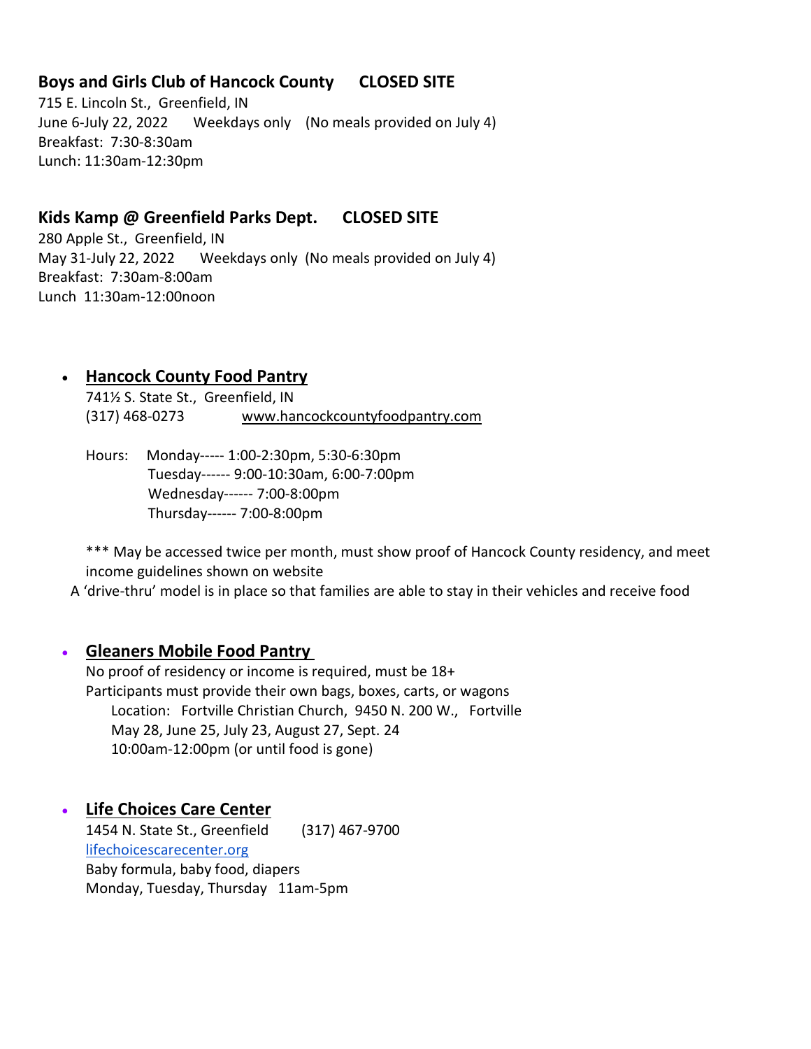**Boys and Girls Club of Hancock County CLOSED SITE**

715 E. Lincoln St., Greenfield, IN
June 6-July 22, 2022 Weekdays only (No meals provided on July 4)
Breakfast: 7:30-8:30am
Lunch: 11:30am-12:30pm

**Kids Kamp @ Greenfield Parks Dept. CLOSED SITE**

280 Apple St., Greenfield, IN
May 31-July 22, 2022 Weekdays only (No meals provided on July 4)
Breakfast: 7:30am-8:00am
Lunch 11:30am-12:00noon

- **Hancock County Food Pantry**

  741½ S. State St., Greenfield, IN
  (317) 468-0273 www.hancockcountyfoodpantry.com

  Hours: Monday----- 1:00-2:30pm, 5:30-6:30pm
  Tuesday------ 9:00-10:30am, 6:00-7:00pm
  Wednesday------ 7:00-8:00pm
  Thursday------ 7:00-8:00pm

  *** May be accessed twice per month, must show proof of Hancock County residency, and meet income guidelines shown on website

  A 'drive-thru' model is in place so that families are able to stay in their vehicles and receive food

- **Gleaners Mobile Food Pantry**

  No proof of residency or income is required, must be 18+
  Participants must provide their own bags, boxes, carts, or wagons
  Location: Fortville Christian Church, 9450 N. 200 W., Fortville
  May 28, June 25, July 23, August 27, Sept. 24
  10:00am-12:00pm (or until food is gone)

- **Life Choices Care Center**

  1454 N. State St., Greenfield (317) 467-9700
  lifechoicescarecenter.org
  Baby formula, baby food, diapers
  Monday, Tuesday, Thursday 11am-5pm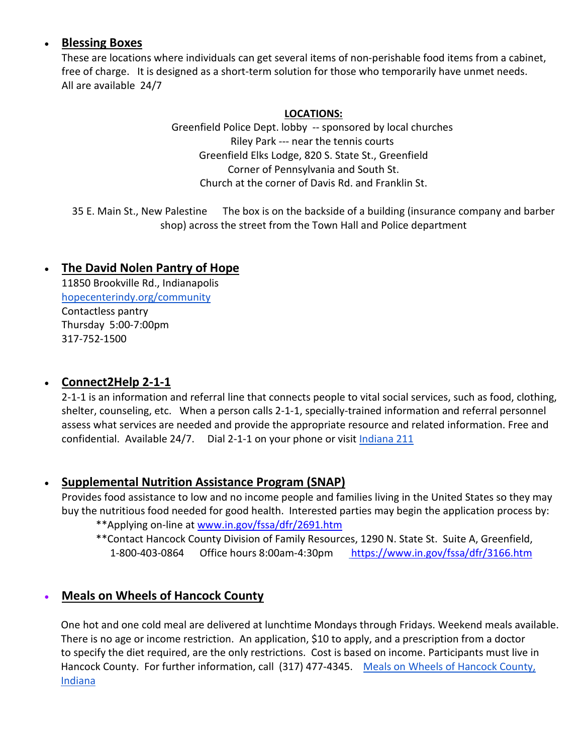- **Blessing Boxes**

  These are locations where individuals can get several items of non-perishable food items from a cabinet, free of charge. It is designed as a short-term solution for those who temporarily have unmet needs. All are available 24/7

  **LOCATIONS:**

  Greenfield Police Dept. lobby -- sponsored by local churches
  Riley Park --- near the tennis courts
  Greenfield Elks Lodge, 820 S. State St., Greenfield
  Corner of Pennsylvania and South St.
  Church at the corner of Davis Rd. and Franklin St.

  35 E. Main St., New Palestine The box is on the backside of a building (insurance company and barber shop) across the street from the Town Hall and Police department

- **The David Nolen Pantry of Hope**

  11850 Brookville Rd., Indianapolis
  [hopecenterindy.org/community](hopecenterindy.org/community)
  Contactless pantry
  Thursday 5:00-7:00pm
  317-752-1500

- **Connect2Help 2-1-1**

  2-1-1 is an information and referral line that connects people to vital social services, such as food, clothing, shelter, counseling, etc. When a person calls 2-1-1, specially-trained information and referral personnel assess what services are needed and provide the appropriate resource and related information. Free and confidential. Available 24/7. Dial 2-1-1 on your phone or visit [Indiana 211]()

- **Supplemental Nutrition Assistance Program (SNAP)**

  Provides food assistance to low and no income people and families living in the United States so they may buy the nutritious food needed for good health. Interested parties may begin the application process by:

  **Applying on-line at [www.in.gov/fssa/dfr/2691.htm](www.in.gov/fssa/dfr/2691.htm)

  **Contact Hancock County Division of Family Resources, 1290 N. State St. Suite A, Greenfield, 1-800-403-0864 Office hours 8:00am-4:30pm [https://www.in.gov/fssa/dfr/3166.htm](https://www.in.gov/fssa/dfr/3166.htm)

- **Meals on Wheels of Hancock County**

  One hot and one cold meal are delivered at lunchtime Mondays through Fridays. Weekend meals available. There is no age or income restriction. An application, $10 to apply, and a prescription from a doctor to specify the diet required, are the only restrictions. Cost is based on income. Participants must live in Hancock County. For further information, call (317) 477-4345. [Meals on Wheels of Hancock County, Indiana]()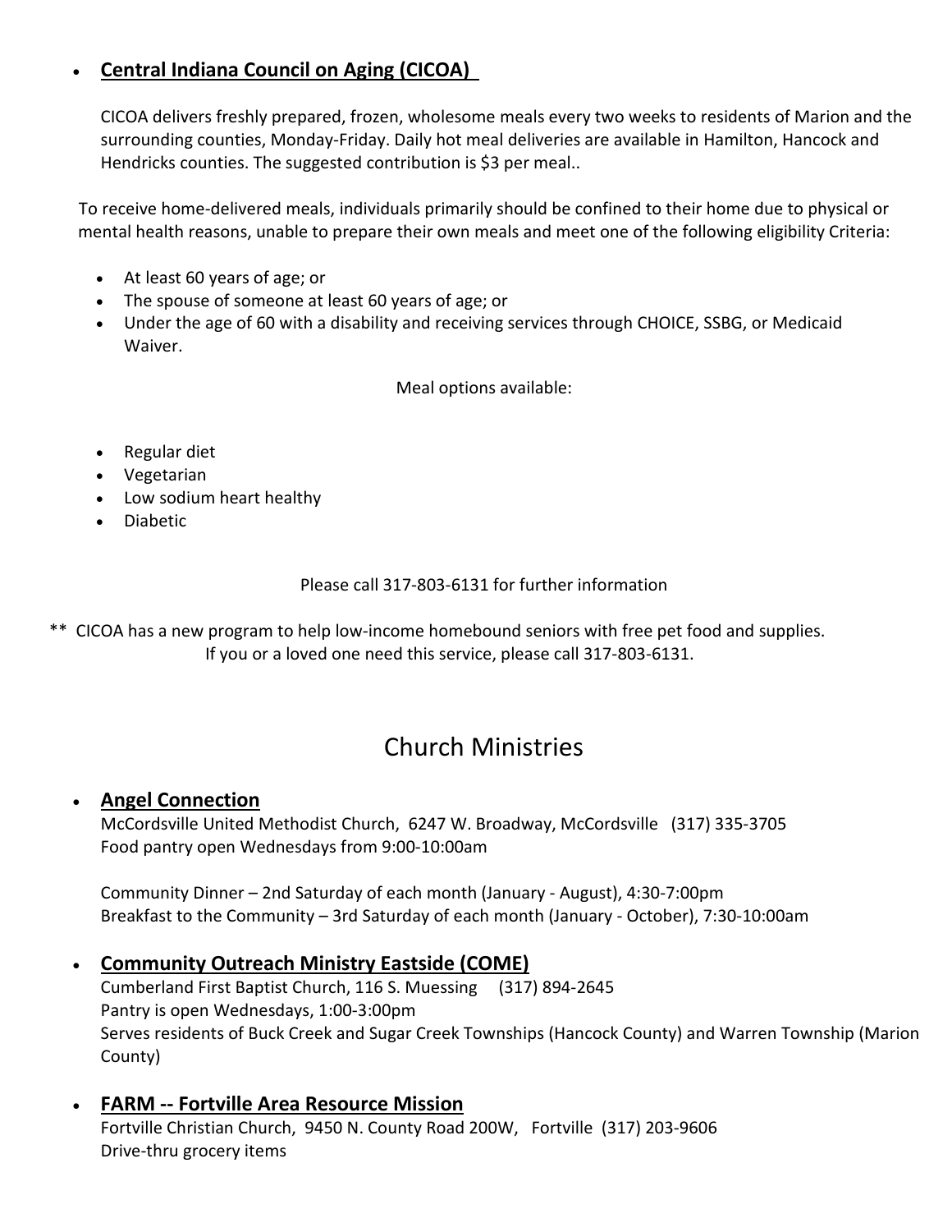- **Central Indiana Council on Aging (CICOA)**

  CICOA delivers freshly prepared, frozen, wholesome meals every two weeks to residents of Marion and the surrounding counties, Monday-Friday. Daily hot meal deliveries are available in Hamilton, Hancock and Hendricks counties. The suggested contribution is $3 per meal..

To receive home-delivered meals, individuals primarily should be confined to their home due to physical or mental health reasons, unable to prepare their own meals and meet one of the following eligibility Criteria:

- At least 60 years of age; or
- The spouse of someone at least 60 years of age; or
- Under the age of 60 with a disability and receiving services through CHOICE, SSBG, or Medicaid Waiver.

Meal options available:

- Regular diet
- Vegetarian
- Low sodium heart healthy
- Diabetic

Please call 317-803-6131 for further information

** CICOA has a new program to help low-income homebound seniors with free pet food and supplies. If you or a loved one need this service, please call 317-803-6131.

# Church Ministries

- **Angel Connection**
  McCordsville United Methodist Church, 6247 W. Broadway, McCordsville (317) 335-3705
  Food pantry open Wednesdays from 9:00-10:00am

  Community Dinner – 2nd Saturday of each month (January - August), 4:30-7:00pm
  Breakfast to the Community – 3rd Saturday of each month (January - October), 7:30-10:00am

- **Community Outreach Ministry Eastside (COME)**
  Cumberland First Baptist Church, 116 S. Muessing (317) 894-2645
  Pantry is open Wednesdays, 1:00-3:00pm
  Serves residents of Buck Creek and Sugar Creek Townships (Hancock County) and Warren Township (Marion County)

- **FARM -- Fortville Area Resource Mission**
  Fortville Christian Church, 9450 N. County Road 200W, Fortville (317) 203-9606
  Drive-thru grocery items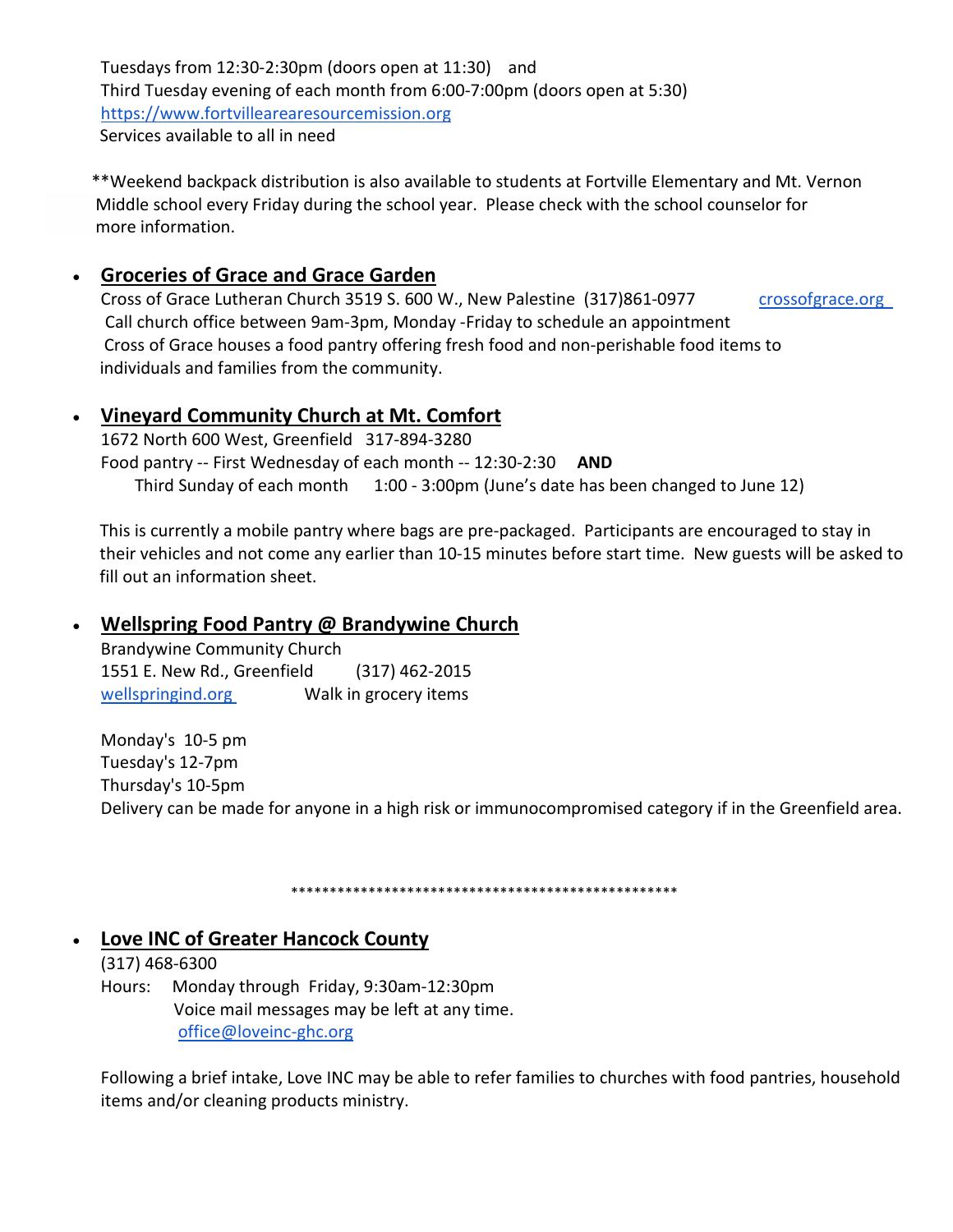Tuesdays from 12:30-2:30pm (doors open at 11:30) and
Third Tuesday evening of each month from 6:00-7:00pm (doors open at 5:30)
https://www.fortvilleareresourcemission.org
Services available to all in need

**Weekend backpack distribution is also available to students at Fortville Elementary and Mt. Vernon Middle school every Friday during the school year. Please check with the school counselor for more information.

- **Groceries of Grace and Grace Garden**

  Cross of Grace Lutheran Church 3519 S. 600 W., New Palestine (317)861-0977 crossofgrace.org
  Call church office between 9am-3pm, Monday -Friday to schedule an appointment
  Cross of Grace houses a food pantry offering fresh food and non-perishable food items to individuals and families from the community.

- **Vineyard Community Church at Mt. Comfort**

  1672 North 600 West, Greenfield 317-894-3280
  Food pantry -- First Wednesday of each month -- 12:30-2:30 **AND**
  Third Sunday of each month 1:00 - 3:00pm (June's date has been changed to June 12)

  This is currently a mobile pantry where bags are pre-packaged. Participants are encouraged to stay in their vehicles and not come any earlier than 10-15 minutes before start time. New guests will be asked to fill out an information sheet.

- **Wellspring Food Pantry @ Brandywine Church**

  Brandywine Community Church
  1551 E. New Rd., Greenfield (317) 462-2015
  wellspringind.org Walk in grocery items

  Monday's 10-5 pm
  Tuesday's 12-7pm
  Thursday's 10-5pm
  Delivery can be made for anyone in a high risk or immunocompromised category if in the Greenfield area.

***************************************************

- **Love INC of Greater Hancock County**

  (317) 468-6300
  Hours: Monday through Friday, 9:30am-12:30pm
  Voice mail messages may be left at any time.
  office@loveinc-ghc.org

  Following a brief intake, Love INC may be able to refer families to churches with food pantries, household items and/or cleaning products ministry.